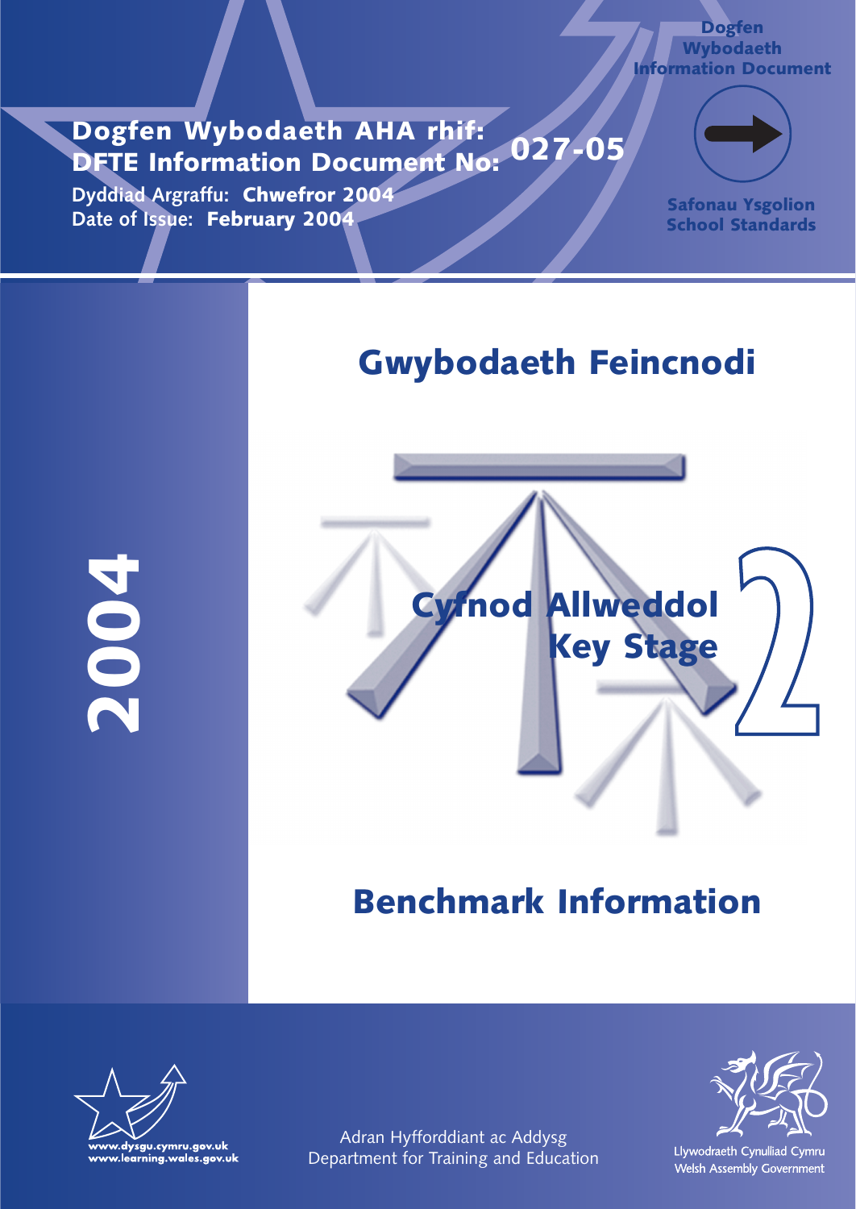Dogfen Wybodaeth
Information Document

**Dogfen Wybodaeth AHA rhif:**
**DFTE Information Document No: 027-05**

Dyddiad Argraffu: **Chwefror 2004**
Date of Issue: **February 2004**

Safonau Ysgolion
School Standards

# Gwybodaeth Feincnodi

**2004**

## Cyfnod Allweddol Key Stage 2

# Benchmark Information

www.dysgu.cymru.gov.uk
www.learning.wales.gov.uk

Adran Hyfforddiant ac Addysg
Department for Training and Education

Llywodraeth Cynulliad Cymru
Welsh Assembly Government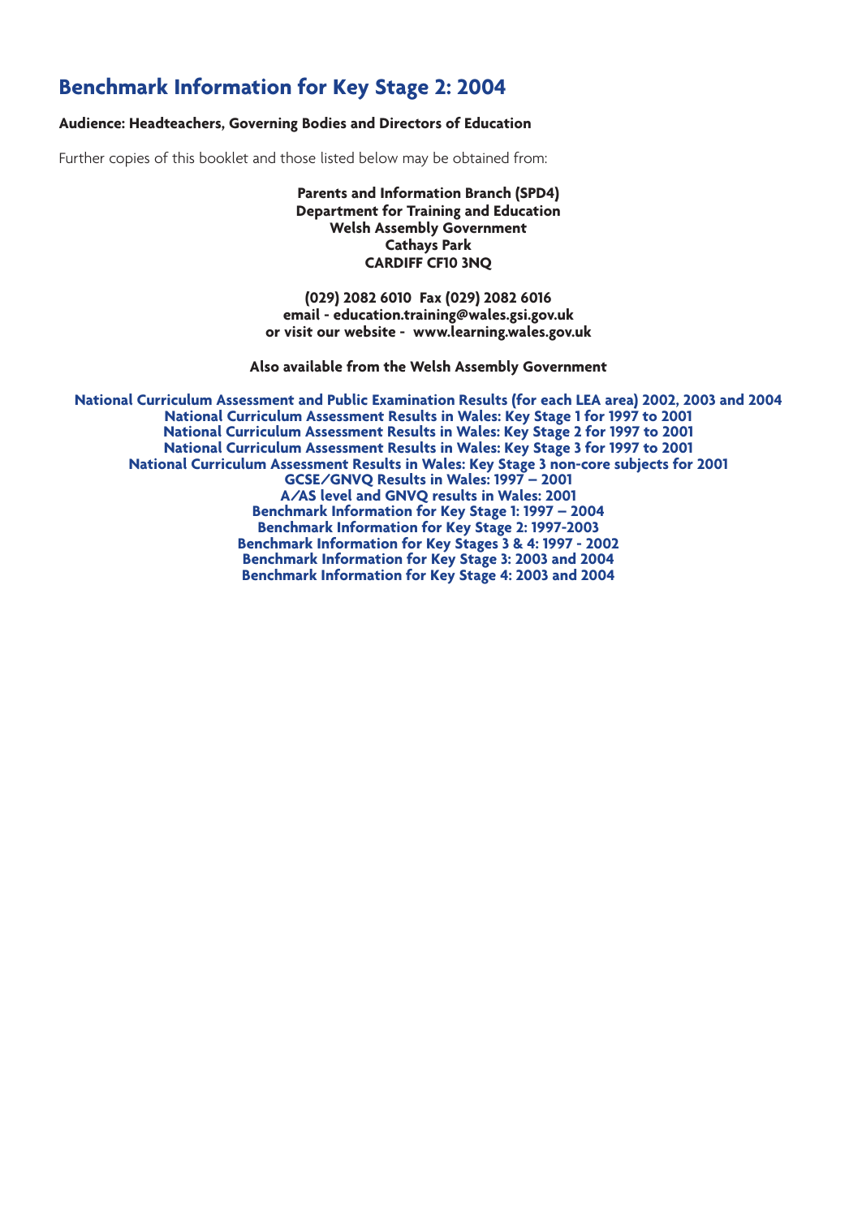# Benchmark Information for Key Stage 2: 2004

**Audience: Headteachers, Governing Bodies and Directors of Education**

Further copies of this booklet and those listed below may be obtained from:

**Parents and Information Branch (SPD4)**
**Department for Training and Education**
**Welsh Assembly Government**
**Cathays Park**
**CARDIFF CF10 3NQ**

**(029) 2082 6010 Fax (029) 2082 6016**
**email - education.training@wales.gsi.gov.uk**
**or visit our website - www.learning.wales.gov.uk**

**Also available from the Welsh Assembly Government**

**National Curriculum Assessment and Public Examination Results (for each LEA area) 2002, 2003 and 2004**
**National Curriculum Assessment Results in Wales: Key Stage 1 for 1997 to 2001**
**National Curriculum Assessment Results in Wales: Key Stage 2 for 1997 to 2001**
**National Curriculum Assessment Results in Wales: Key Stage 3 for 1997 to 2001**
**National Curriculum Assessment Results in Wales: Key Stage 3 non-core subjects for 2001**
**GCSE/GNVQ Results in Wales: 1997 – 2001**
**A/AS level and GNVQ results in Wales: 2001**
**Benchmark Information for Key Stage 1: 1997 – 2004**
**Benchmark Information for Key Stage 2: 1997-2003**
**Benchmark Information for Key Stages 3 & 4: 1997 - 2002**
**Benchmark Information for Key Stage 3: 2003 and 2004**
**Benchmark Information for Key Stage 4: 2003 and 2004**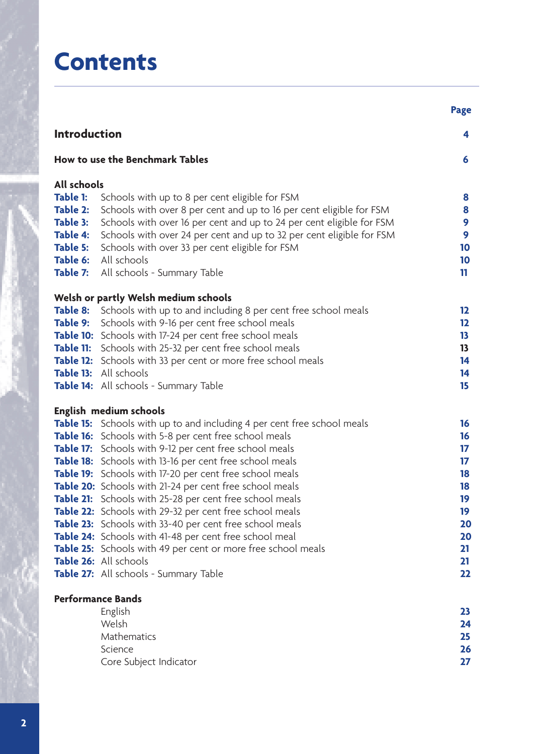# Contents

| | | Page |
|---|---|---|
| **Introduction** | | **4** |
| **How to use the Benchmark Tables** | | **6** |
| **All schools** | | |
| **Table 1:** | Schools with up to 8 per cent eligible for FSM | **8** |
| **Table 2:** | Schools with over 8 per cent and up to 16 per cent eligible for FSM | **8** |
| **Table 3:** | Schools with over 16 per cent and up to 24 per cent eligible for FSM | **9** |
| **Table 4:** | Schools with over 24 per cent and up to 32 per cent eligible for FSM | **9** |
| **Table 5:** | Schools with over 33 per cent eligible for FSM | **10** |
| **Table 6:** | All schools | **10** |
| **Table 7:** | All schools - Summary Table | **11** |
| **Welsh or partly Welsh medium schools** | | |
| **Table 8:** | Schools with up to and including 8 per cent free school meals | **12** |
| **Table 9:** | Schools with 9-16 per cent free school meals | **12** |
| **Table 10:** | Schools with 17-24 per cent free school meals | **13** |
| **Table 11:** | Schools with 25-32 per cent free school meals | **13** |
| **Table 12:** | Schools with 33 per cent or more free school meals | **14** |
| **Table 13:** | All schools | **14** |
| **Table 14:** | All schools - Summary Table | **15** |
| **English medium schools** | | |
| **Table 15:** | Schools with up to and including 4 per cent free school meals | **16** |
| **Table 16:** | Schools with 5-8 per cent free school meals | **16** |
| **Table 17:** | Schools with 9-12 per cent free school meals | **17** |
| **Table 18:** | Schools with 13-16 per cent free school meals | **17** |
| **Table 19:** | Schools with 17-20 per cent free school meals | **18** |
| **Table 20:** | Schools with 21-24 per cent free school meals | **18** |
| **Table 21:** | Schools with 25-28 per cent free school meals | **19** |
| **Table 22:** | Schools with 29-32 per cent free school meals | **19** |
| **Table 23:** | Schools with 33-40 per cent free school meals | **20** |
| **Table 24:** | Schools with 41-48 per cent free school meal | **20** |
| **Table 25:** | Schools with 49 per cent or more free school meals | **21** |
| **Table 26:** | All schools | **21** |
| **Table 27:** | All schools - Summary Table | **22** |
| **Performance Bands** | | |
| | English | **23** |
| | Welsh | **24** |
| | Mathematics | **25** |
| | Science | **26** |
| | Core Subject Indicator | **27** |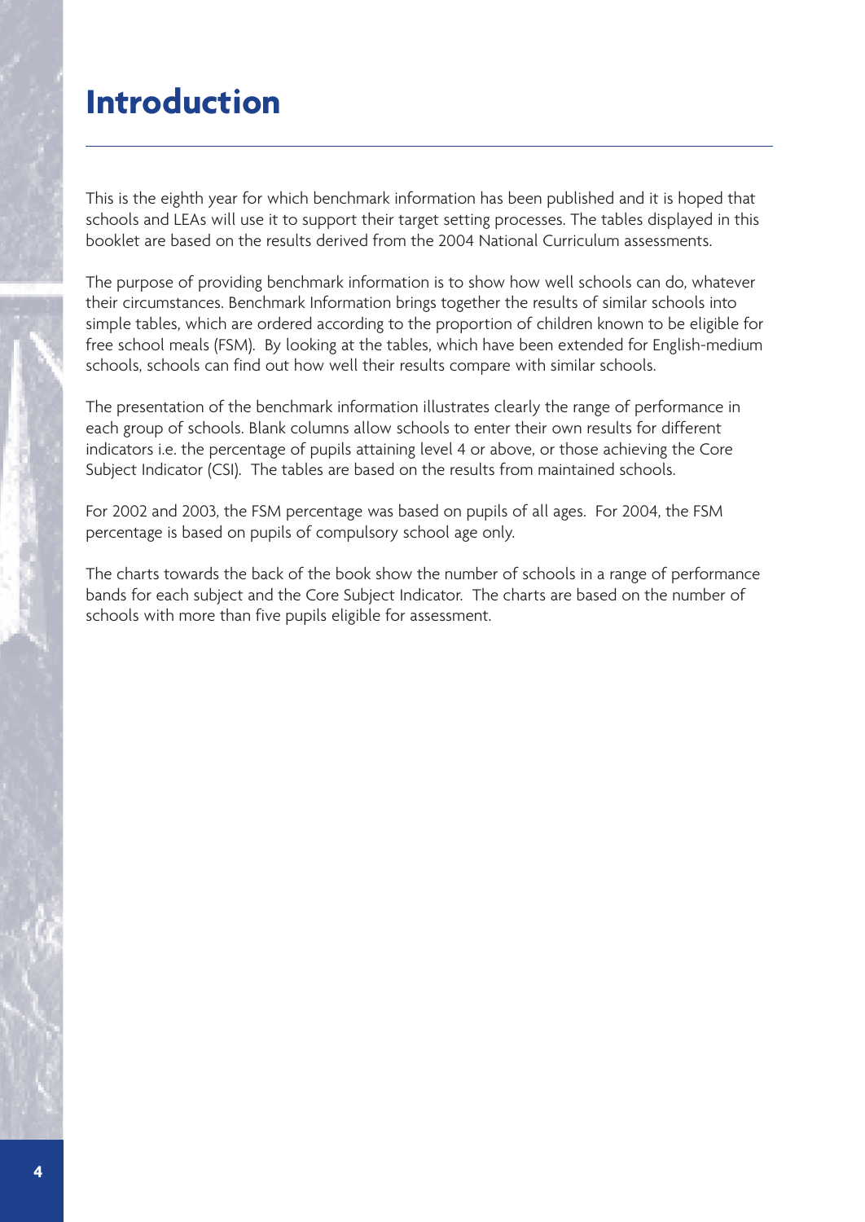# Introduction

This is the eighth year for which benchmark information has been published and it is hoped that schools and LEAs will use it to support their target setting processes. The tables displayed in this booklet are based on the results derived from the 2004 National Curriculum assessments.

The purpose of providing benchmark information is to show how well schools can do, whatever their circumstances. Benchmark Information brings together the results of similar schools into simple tables, which are ordered according to the proportion of children known to be eligible for free school meals (FSM). By looking at the tables, which have been extended for English-medium schools, schools can find out how well their results compare with similar schools.

The presentation of the benchmark information illustrates clearly the range of performance in each group of schools. Blank columns allow schools to enter their own results for different indicators i.e. the percentage of pupils attaining level 4 or above, or those achieving the Core Subject Indicator (CSI). The tables are based on the results from maintained schools.

For 2002 and 2003, the FSM percentage was based on pupils of all ages. For 2004, the FSM percentage is based on pupils of compulsory school age only.

The charts towards the back of the book show the number of schools in a range of performance bands for each subject and the Core Subject Indicator. The charts are based on the number of schools with more than five pupils eligible for assessment.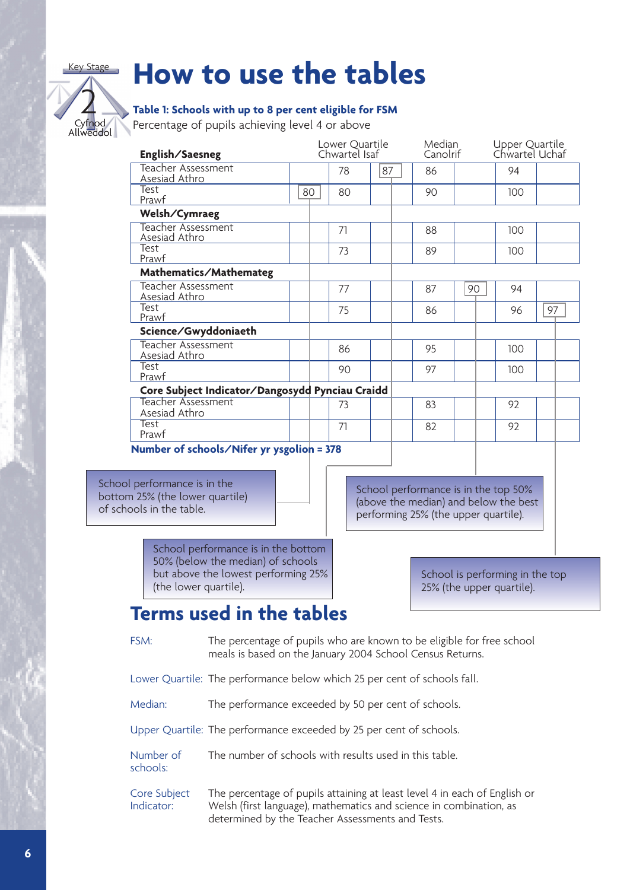Key Stage 2 Cyfnod Allweddol

# How to use the tables

**Table 1: Schools with up to 8 per cent eligible for FSM**

Percentage of pupils achieving level 4 or above

| | | Lower Quartile Chwartel Isaf | | Median Canolrif | | Upper Quartile Chwartel Uchaf | |
|---|---|---|---|---|---|---|---|
| **English/Saesneg** | | | | | | | |
| Teacher Assessment Asesiad Athro | | 78 | 87 | 86 | | 94 | |
| Test Prawf | 80 | 80 | | 90 | | 100 | |
| **Welsh/Cymraeg** | | | | | | | |
| Teacher Assessment Asesiad Athro | | 71 | | 88 | | 100 | |
| Test Prawf | | 73 | | 89 | | 100 | |
| **Mathematics/Mathemateg** | | | | | | | |
| Teacher Assessment Asesiad Athro | | 77 | | 87 | 90 | 94 | |
| Test Prawf | | 75 | | 86 | | 96 | 97 |
| **Science/Gwyddoniaeth** | | | | | | | |
| Teacher Assessment Asesiad Athro | | 86 | | 95 | | 100 | |
| Test Prawf | | 90 | | 97 | | 100 | |
| **Core Subject Indicator/Dangosydd Pynciau Craidd** | | | | | | | |
| Teacher Assessment Asesiad Athro | | 73 | | 83 | | 92 | |
| Test Prawf | | 71 | | 82 | | 92 | |

**Number of schools/Nifer yr ysgolion = 378**

School performance is in the bottom 25% (the lower quartile) of schools in the table.

School performance is in the bottom 50% (below the median) of schools but above the lowest performing 25% (the lower quartile).

School performance is in the top 50% (above the median) and below the best performing 25% (the upper quartile).

School is performing in the top 25% (the upper quartile).

# Terms used in the tables

**FSM:** The percentage of pupils who are known to be eligible for free school meals is based on the January 2004 School Census Returns.

**Lower Quartile:** The performance below which 25 per cent of schools fall.

**Median:** The performance exceeded by 50 per cent of schools.

**Upper Quartile:** The performance exceeded by 25 per cent of schools.

**Number of schools:** The number of schools with results used in this table.

**Core Subject Indicator:** The percentage of pupils attaining at least level 4 in each of English or Welsh (first language), mathematics and science in combination, as determined by the Teacher Assessments and Tests.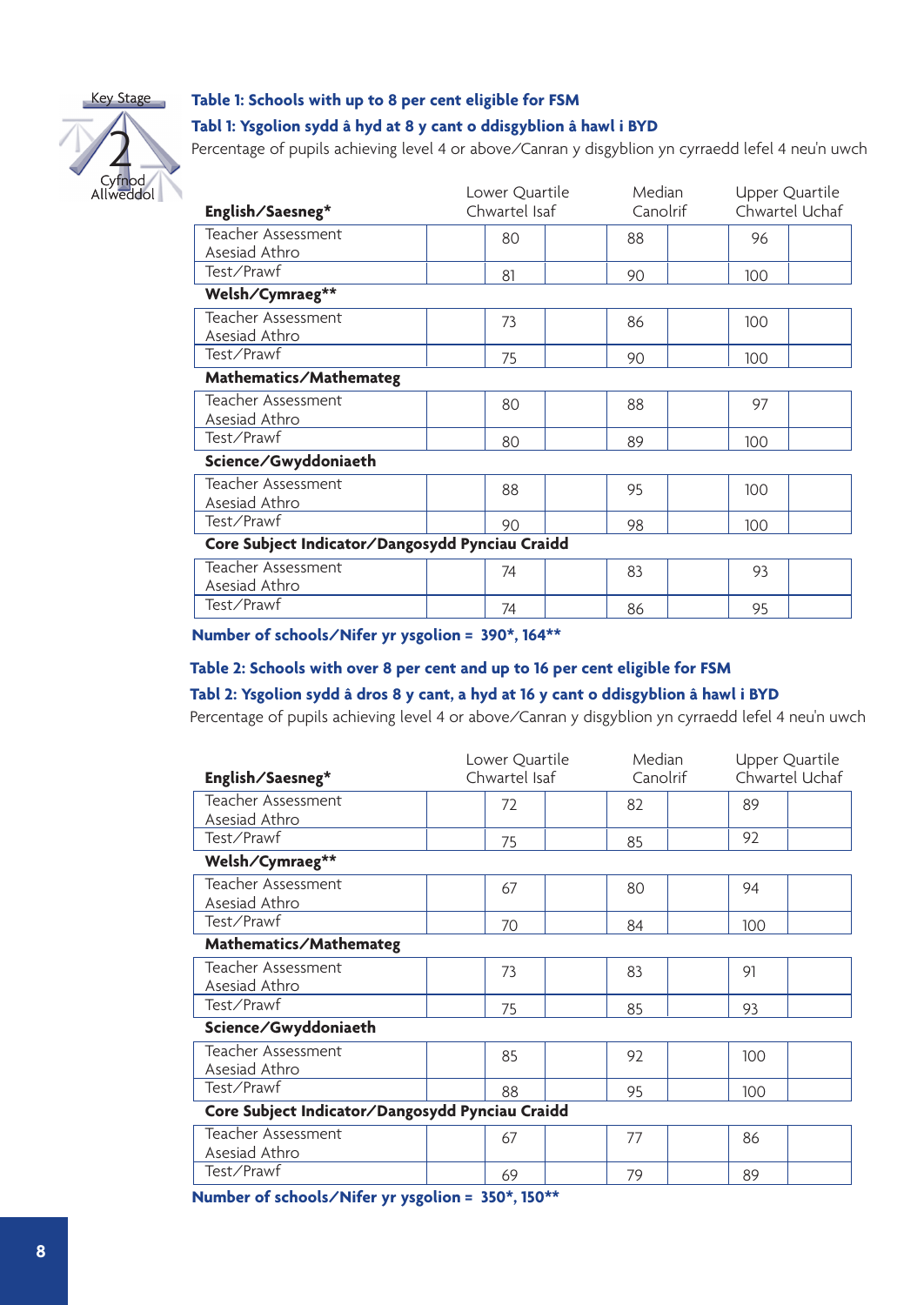Key Stage 2 Cyfnod Allweddol

### Table 1: Schools with up to 8 per cent eligible for FSM

### Tabl 1: Ysgolion sydd â hyd at 8 y cant o ddisgyblion â hawl i BYD

Percentage of pupils achieving level 4 or above/Canran y disgyblion yn cyrraedd lefel 4 neu'n uwch

| | Lower Quartile Chwartel Isaf | Median Canolrif | Upper Quartile Chwartel Uchaf |
|---|---|---|---|
| **English/Saesneg*** | | | |
| Teacher Assessment Asesiad Athro | 80 | 88 | 96 |
| Test/Prawf | 81 | 90 | 100 |
| **Welsh/Cymraeg**** | | | |
| Teacher Assessment Asesiad Athro | 73 | 86 | 100 |
| Test/Prawf | 75 | 90 | 100 |
| **Mathematics/Mathemateg** | | | |
| Teacher Assessment Asesiad Athro | 80 | 88 | 97 |
| Test/Prawf | 80 | 89 | 100 |
| **Science/Gwyddoniaeth** | | | |
| Teacher Assessment Asesiad Athro | 88 | 95 | 100 |
| Test/Prawf | 90 | 98 | 100 |
| **Core Subject Indicator/Dangosydd Pynciau Craidd** | | | |
| Teacher Assessment Asesiad Athro | 74 | 83 | 93 |
| Test/Prawf | 74 | 86 | 95 |

**Number of schools/Nifer yr ysgolion = 390*, 164****

### Table 2: Schools with over 8 per cent and up to 16 per cent eligible for FSM

### Tabl 2: Ysgolion sydd â dros 8 y cant, a hyd at 16 y cant o ddisgyblion â hawl i BYD

Percentage of pupils achieving level 4 or above/Canran y disgyblion yn cyrraedd lefel 4 neu'n uwch

| | Lower Quartile Chwartel Isaf | Median Canolrif | Upper Quartile Chwartel Uchaf |
|---|---|---|---|
| **English/Saesneg*** | | | |
| Teacher Assessment Asesiad Athro | 72 | 82 | 89 |
| Test/Prawf | 75 | 85 | 92 |
| **Welsh/Cymraeg**** | | | |
| Teacher Assessment Asesiad Athro | 67 | 80 | 94 |
| Test/Prawf | 70 | 84 | 100 |
| **Mathematics/Mathemateg** | | | |
| Teacher Assessment Asesiad Athro | 73 | 83 | 91 |
| Test/Prawf | 75 | 85 | 93 |
| **Science/Gwyddoniaeth** | | | |
| Teacher Assessment Asesiad Athro | 85 | 92 | 100 |
| Test/Prawf | 88 | 95 | 100 |
| **Core Subject Indicator/Dangosydd Pynciau Craidd** | | | |
| Teacher Assessment Asesiad Athro | 67 | 77 | 86 |
| Test/Prawf | 69 | 79 | 89 |

**Number of schools/Nifer yr ysgolion = 350*, 150****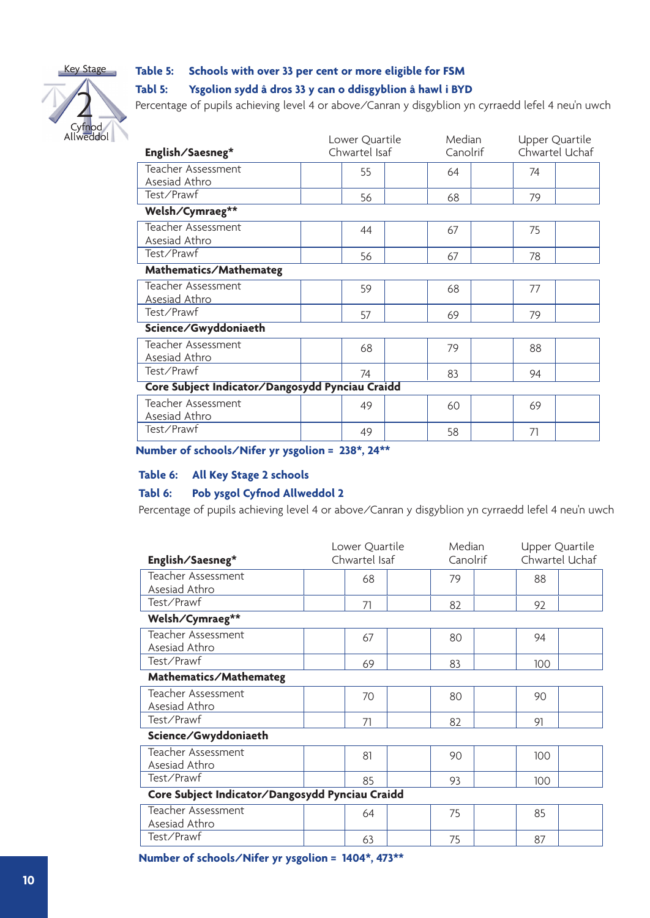Key Stage 2 Cyfnod Allweddol

**Table 5: Schools with over 33 per cent or more eligible for FSM**

**Tabl 5: Ysgolion sydd â dros 33 y can o ddisgyblion â hawl i BYD**

Percentage of pupils achieving level 4 or above/Canran y disgyblion yn cyrraedd lefel 4 neu'n uwch

| | Lower Quartile Chwartel Isaf | Median Canolrif | Upper Quartile Chwartel Uchaf |
|---|---|---|---|
| **English/Saesneg*** | | | |
| Teacher Assessment Asesiad Athro | 55 | 64 | 74 |
| Test/Prawf | 56 | 68 | 79 |
| **Welsh/Cymraeg**** | | | |
| Teacher Assessment Asesiad Athro | 44 | 67 | 75 |
| Test/Prawf | 56 | 67 | 78 |
| **Mathematics/Mathemateg** | | | |
| Teacher Assessment Asesiad Athro | 59 | 68 | 77 |
| Test/Prawf | 57 | 69 | 79 |
| **Science/Gwyddoniaeth** | | | |
| Teacher Assessment Asesiad Athro | 68 | 79 | 88 |
| Test/Prawf | 74 | 83 | 94 |
| **Core Subject Indicator/Dangosydd Pynciau Craidd** | | | |
| Teacher Assessment Asesiad Athro | 49 | 60 | 69 |
| Test/Prawf | 49 | 58 | 71 |

**Number of schools/Nifer yr ysgolion = 238*, 24****

**Table 6: All Key Stage 2 schools**

**Tabl 6: Pob ysgol Cyfnod Allweddol 2**

Percentage of pupils achieving level 4 or above/Canran y disgyblion yn cyrraedd lefel 4 neu'n uwch

| | Lower Quartile Chwartel Isaf | Median Canolrif | Upper Quartile Chwartel Uchaf |
|---|---|---|---|
| **English/Saesneg*** | | | |
| Teacher Assessment Asesiad Athro | 68 | 79 | 88 |
| Test/Prawf | 71 | 82 | 92 |
| **Welsh/Cymraeg**** | | | |
| Teacher Assessment Asesiad Athro | 67 | 80 | 94 |
| Test/Prawf | 69 | 83 | 100 |
| **Mathematics/Mathemateg** | | | |
| Teacher Assessment Asesiad Athro | 70 | 80 | 90 |
| Test/Prawf | 71 | 82 | 91 |
| **Science/Gwyddoniaeth** | | | |
| Teacher Assessment Asesiad Athro | 81 | 90 | 100 |
| Test/Prawf | 85 | 93 | 100 |
| **Core Subject Indicator/Dangosydd Pynciau Craidd** | | | |
| Teacher Assessment Asesiad Athro | 64 | 75 | 85 |
| Test/Prawf | 63 | 75 | 87 |

**Number of schools/Nifer yr ysgolion = 1404*, 473****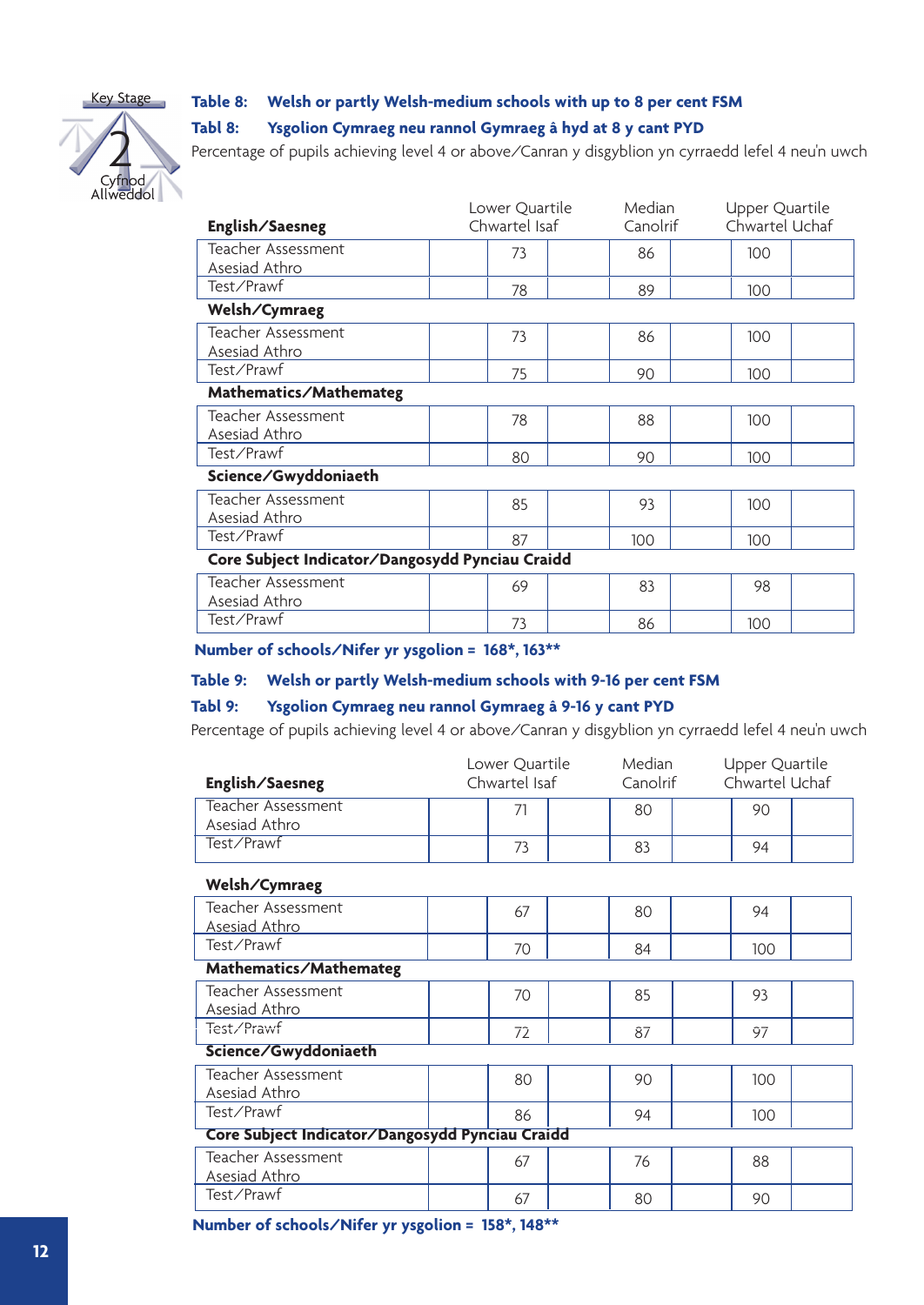### Table 8: Welsh or partly Welsh-medium schools with up to 8 per cent FSM

### Tabl 8: Ysgolion Cymraeg neu rannol Gymraeg â hyd at 8 y cant PYD

Percentage of pupils achieving level 4 or above/Canran y disgyblion yn cyrraedd lefel 4 neu'n uwch

| | Lower Quartile Chwartel Isaf | Median Canolrif | Upper Quartile Chwartel Uchaf |
|---|---|---|---|
| **English/Saesneg** | | | |
| Teacher Assessment Asesiad Athro | 73 | 86 | 100 |
| Test/Prawf | 78 | 89 | 100 |
| **Welsh/Cymraeg** | | | |
| Teacher Assessment Asesiad Athro | 73 | 86 | 100 |
| Test/Prawf | 75 | 90 | 100 |
| **Mathematics/Mathemateg** | | | |
| Teacher Assessment Asesiad Athro | 78 | 88 | 100 |
| Test/Prawf | 80 | 90 | 100 |
| **Science/Gwyddoniaeth** | | | |
| Teacher Assessment Asesiad Athro | 85 | 93 | 100 |
| Test/Prawf | 87 | 100 | 100 |
| **Core Subject Indicator/Dangosydd Pynciau Craidd** | | | |
| Teacher Assessment Asesiad Athro | 69 | 83 | 98 |
| Test/Prawf | 73 | 86 | 100 |

**Number of schools/Nifer yr ysgolion = 168*, 163****

### Table 9: Welsh or partly Welsh-medium schools with 9-16 per cent FSM

### Tabl 9: Ysgolion Cymraeg neu rannol Gymraeg â 9-16 y cant PYD

Percentage of pupils achieving level 4 or above/Canran y disgyblion yn cyrraedd lefel 4 neu'n uwch

| | Lower Quartile Chwartel Isaf | Median Canolrif | Upper Quartile Chwartel Uchaf |
|---|---|---|---|
| **English/Saesneg** | | | |
| Teacher Assessment Asesiad Athro | 71 | 80 | 90 |
| Test/Prawf | 73 | 83 | 94 |
| **Welsh/Cymraeg** | | | |
| Teacher Assessment Asesiad Athro | 67 | 80 | 94 |
| Test/Prawf | 70 | 84 | 100 |
| **Mathematics/Mathemateg** | | | |
| Teacher Assessment Asesiad Athro | 70 | 85 | 93 |
| Test/Prawf | 72 | 87 | 97 |
| **Science/Gwyddoniaeth** | | | |
| Teacher Assessment Asesiad Athro | 80 | 90 | 100 |
| Test/Prawf | 86 | 94 | 100 |
| **Core Subject Indicator/Dangosydd Pynciau Craidd** | | | |
| Teacher Assessment Asesiad Athro | 67 | 76 | 88 |
| Test/Prawf | 67 | 80 | 90 |

**Number of schools/Nifer yr ysgolion = 158*, 148****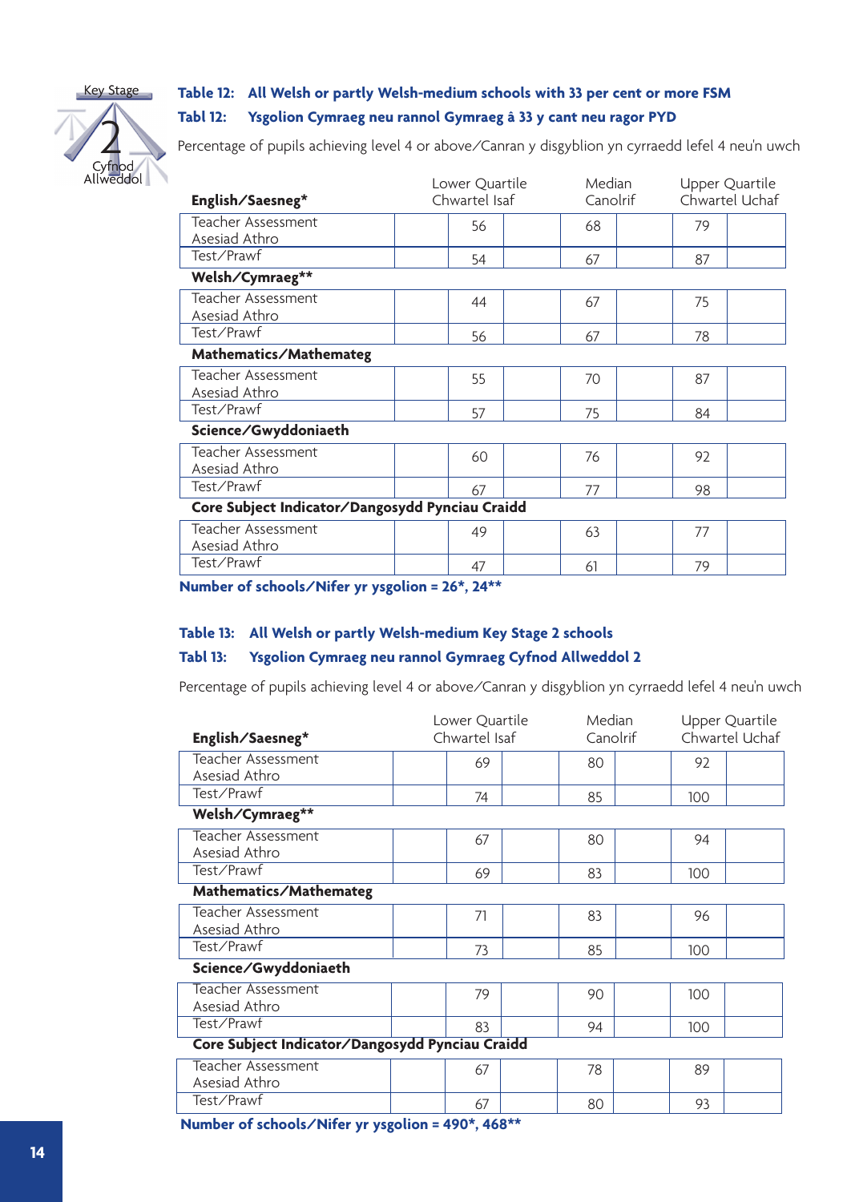### Table 12: All Welsh or partly Welsh-medium schools with 33 per cent or more FSM

### Tabl 12: Ysgolion Cymraeg neu rannol Gymraeg â 33 y cant neu ragor PYD

Percentage of pupils achieving level 4 or above/Canran y disgyblion yn cyrraedd lefel 4 neu'n uwch

| | Lower Quartile Chwartel Isaf | Median Canolrif | Upper Quartile Chwartel Uchaf |
|---|---|---|---|
| **English/Saesneg*** | | | |
| Teacher Assessment Asesiad Athro | 56 | 68 | 79 |
| Test/Prawf | 54 | 67 | 87 |
| **Welsh/Cymraeg**** | | | |
| Teacher Assessment Asesiad Athro | 44 | 67 | 75 |
| Test/Prawf | 56 | 67 | 78 |
| **Mathematics/Mathemateg** | | | |
| Teacher Assessment Asesiad Athro | 55 | 70 | 87 |
| Test/Prawf | 57 | 75 | 84 |
| **Science/Gwyddoniaeth** | | | |
| Teacher Assessment Asesiad Athro | 60 | 76 | 92 |
| Test/Prawf | 67 | 77 | 98 |
| **Core Subject Indicator/Dangosydd Pynciau Craidd** | | | |
| Teacher Assessment Asesiad Athro | 49 | 63 | 77 |
| Test/Prawf | 47 | 61 | 79 |

**Number of schools/Nifer yr ysgolion = 26*, 24****

### Table 13: All Welsh or partly Welsh-medium Key Stage 2 schools

### Tabl 13: Ysgolion Cymraeg neu rannol Gymraeg Cyfnod Allweddol 2

Percentage of pupils achieving level 4 or above/Canran y disgyblion yn cyrraedd lefel 4 neu'n uwch

| | Lower Quartile Chwartel Isaf | Median Canolrif | Upper Quartile Chwartel Uchaf |
|---|---|---|---|
| **English/Saesneg*** | | | |
| Teacher Assessment Asesiad Athro | 69 | 80 | 92 |
| Test/Prawf | 74 | 85 | 100 |
| **Welsh/Cymraeg**** | | | |
| Teacher Assessment Asesiad Athro | 67 | 80 | 94 |
| Test/Prawf | 69 | 83 | 100 |
| **Mathematics/Mathemateg** | | | |
| Teacher Assessment Asesiad Athro | 71 | 83 | 96 |
| Test/Prawf | 73 | 85 | 100 |
| **Science/Gwyddoniaeth** | | | |
| Teacher Assessment Asesiad Athro | 79 | 90 | 100 |
| Test/Prawf | 83 | 94 | 100 |
| **Core Subject Indicator/Dangosydd Pynciau Craidd** | | | |
| Teacher Assessment Asesiad Athro | 67 | 78 | 89 |
| Test/Prawf | 67 | 80 | 93 |

**Number of schools/Nifer yr ysgolion = 490*, 468****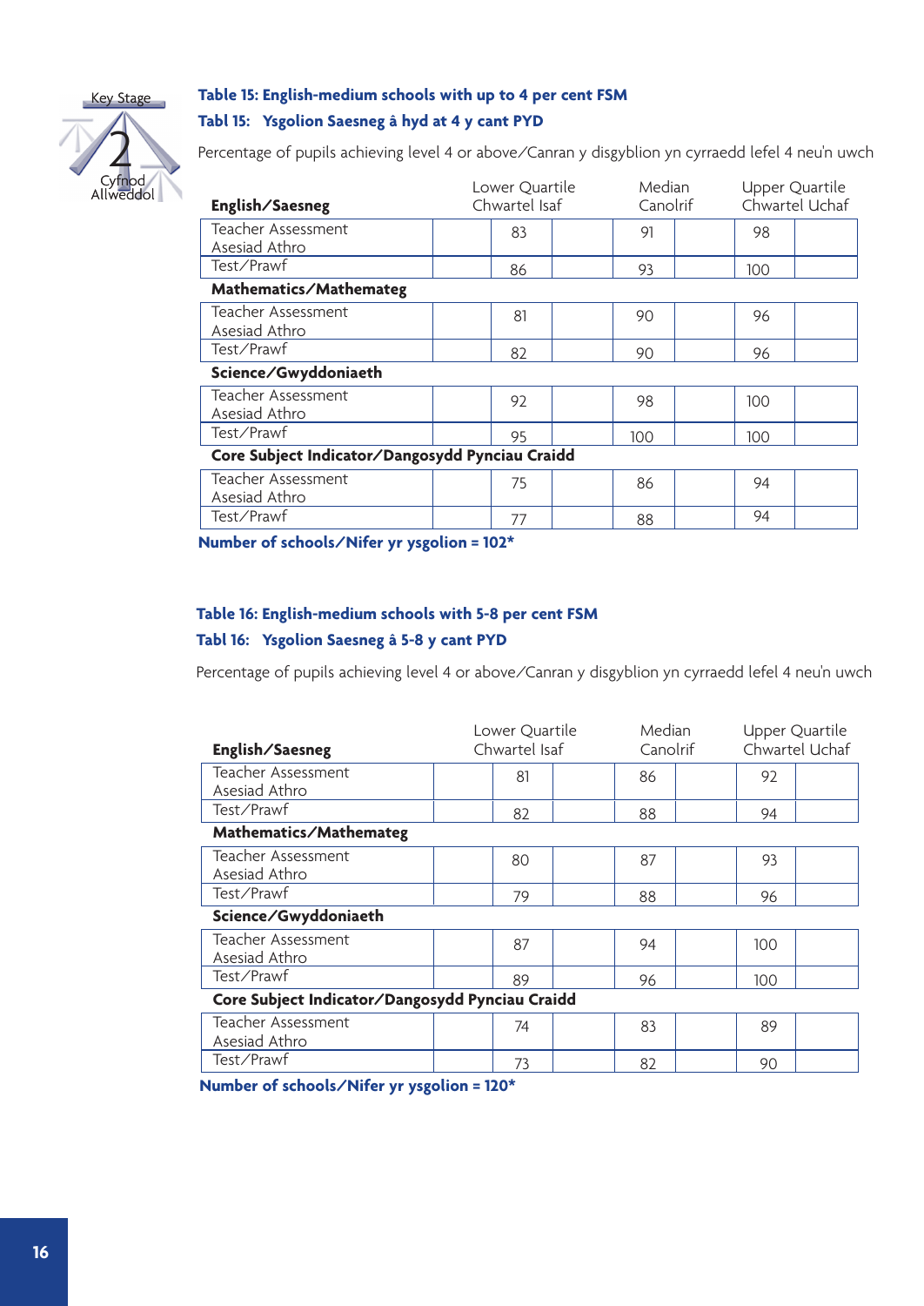Key Stage 2 Cyfnod Allweddol

**Table 15: English-medium schools with up to 4 per cent FSM**

**Tabl 15: Ysgolion Saesneg â hyd at 4 y cant PYD**

Percentage of pupils achieving level 4 or above/Canran y disgyblion yn cyrraedd lefel 4 neu'n uwch

| | Lower Quartile Chwartel Isaf | Median Canolrif | Upper Quartile Chwartel Uchaf |
|---|---|---|---|
| **English/Saesneg** | | | |
| Teacher Assessment Asesiad Athro | 83 | 91 | 98 |
| Test/Prawf | 86 | 93 | 100 |
| **Mathematics/Mathemateg** | | | |
| Teacher Assessment Asesiad Athro | 81 | 90 | 96 |
| Test/Prawf | 82 | 90 | 96 |
| **Science/Gwyddoniaeth** | | | |
| Teacher Assessment Asesiad Athro | 92 | 98 | 100 |
| Test/Prawf | 95 | 100 | 100 |
| **Core Subject Indicator/Dangosydd Pynciau Craidd** | | | |
| Teacher Assessment Asesiad Athro | 75 | 86 | 94 |
| Test/Prawf | 77 | 88 | 94 |

**Number of schools/Nifer yr ysgolion = 102***

**Table 16: English-medium schools with 5-8 per cent FSM**

**Tabl 16: Ysgolion Saesneg â 5-8 y cant PYD**

Percentage of pupils achieving level 4 or above/Canran y disgyblion yn cyrraedd lefel 4 neu'n uwch

| | Lower Quartile Chwartel Isaf | Median Canolrif | Upper Quartile Chwartel Uchaf |
|---|---|---|---|
| **English/Saesneg** | | | |
| Teacher Assessment Asesiad Athro | 81 | 86 | 92 |
| Test/Prawf | 82 | 88 | 94 |
| **Mathematics/Mathemateg** | | | |
| Teacher Assessment Asesiad Athro | 80 | 87 | 93 |
| Test/Prawf | 79 | 88 | 96 |
| **Science/Gwyddoniaeth** | | | |
| Teacher Assessment Asesiad Athro | 87 | 94 | 100 |
| Test/Prawf | 89 | 96 | 100 |
| **Core Subject Indicator/Dangosydd Pynciau Craidd** | | | |
| Teacher Assessment Asesiad Athro | 74 | 83 | 89 |
| Test/Prawf | 73 | 82 | 90 |

**Number of schools/Nifer yr ysgolion = 120***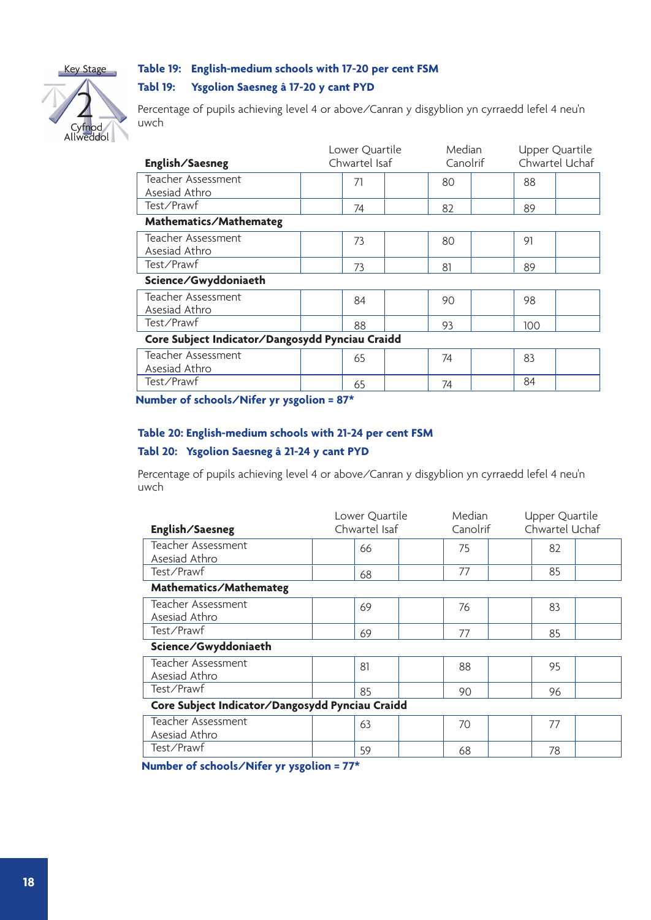### Table 19: English-medium schools with 17-20 per cent FSM

### Tabl 19: Ysgolion Saesneg â 17-20 y cant PYD

Percentage of pupils achieving level 4 or above/Canran y disgyblion yn cyrraedd lefel 4 neu'n uwch

| English/Saesneg | Lower Quartile Chwartel Isaf | Median Canolrif | Upper Quartile Chwartel Uchaf |
|---|---|---|---|
| Teacher Assessment Asesiad Athro | 71 | 80 | 88 |
| Test/Prawf | 74 | 82 | 89 |
| **Mathematics/Mathemateg** | | | |
| Teacher Assessment Asesiad Athro | 73 | 80 | 91 |
| Test/Prawf | 73 | 81 | 89 |
| **Science/Gwyddoniaeth** | | | |
| Teacher Assessment Asesiad Athro | 84 | 90 | 98 |
| Test/Prawf | 88 | 93 | 100 |
| **Core Subject Indicator/Dangosydd Pynciau Craidd** | | | |
| Teacher Assessment Asesiad Athro | 65 | 74 | 83 |
| Test/Prawf | 65 | 74 | 84 |

**Number of schools/Nifer yr ysgolion = 87***

### Table 20: English-medium schools with 21-24 per cent FSM

### Tabl 20: Ysgolion Saesneg â 21-24 y cant PYD

Percentage of pupils achieving level 4 or above/Canran y disgyblion yn cyrraedd lefel 4 neu'n uwch

| English/Saesneg | Lower Quartile Chwartel Isaf | Median Canolrif | Upper Quartile Chwartel Uchaf |
|---|---|---|---|
| Teacher Assessment Asesiad Athro | 66 | 75 | 82 |
| Test/Prawf | 68 | 77 | 85 |
| **Mathematics/Mathemateg** | | | |
| Teacher Assessment Asesiad Athro | 69 | 76 | 83 |
| Test/Prawf | 69 | 77 | 85 |
| **Science/Gwyddoniaeth** | | | |
| Teacher Assessment Asesiad Athro | 81 | 88 | 95 |
| Test/Prawf | 85 | 90 | 96 |
| **Core Subject Indicator/Dangosydd Pynciau Craidd** | | | |
| Teacher Assessment Asesiad Athro | 63 | 70 | 77 |
| Test/Prawf | 59 | 68 | 78 |

**Number of schools/Nifer yr ysgolion = 77***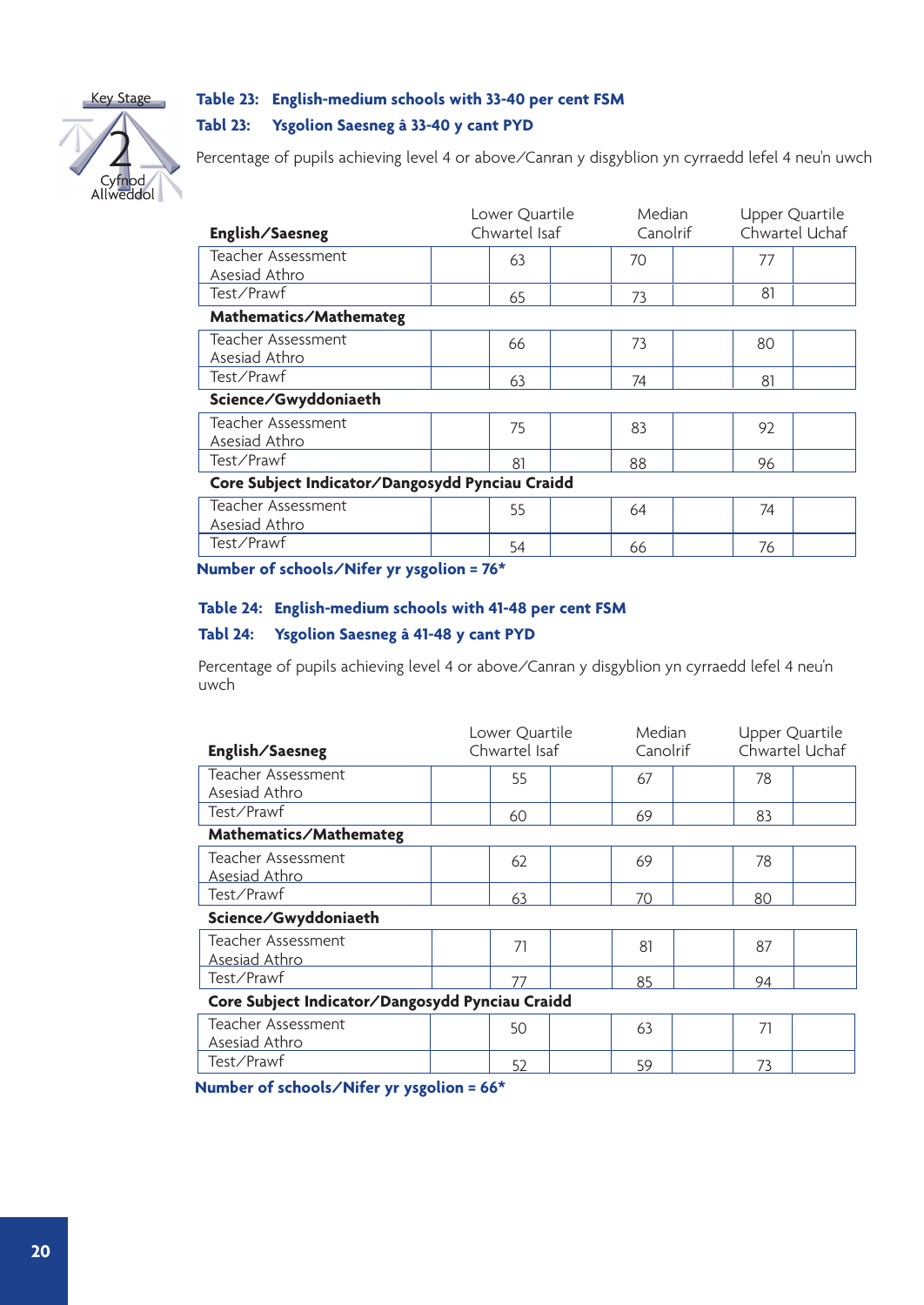### Table 23: English-medium schools with 33-40 per cent FSM

### Tabl 23: Ysgolion Saesneg â 33-40 y cant PYD

Percentage of pupils achieving level 4 or above/Canran y disgyblion yn cyrraedd lefel 4 neu'n uwch

| English/Saesneg | Lower Quartile Chwartel Isaf | Median Canolrif | Upper Quartile Chwartel Uchaf |
|---|---|---|---|
| Teacher Assessment Asesiad Athro | 63 | 70 | 77 |
| Test/Prawf | 65 | 73 | 81 |
| **Mathematics/Mathemateg** | | | |
| Teacher Assessment Asesiad Athro | 66 | 73 | 80 |
| Test/Prawf | 63 | 74 | 81 |
| **Science/Gwyddoniaeth** | | | |
| Teacher Assessment Asesiad Athro | 75 | 83 | 92 |
| Test/Prawf | 81 | 88 | 96 |
| **Core Subject Indicator/Dangosydd Pynciau Craidd** | | | |
| Teacher Assessment Asesiad Athro | 55 | 64 | 74 |
| Test/Prawf | 54 | 66 | 76 |

**Number of schools/Nifer yr ysgolion = 76***

### Table 24: English-medium schools with 41-48 per cent FSM

### Tabl 24: Ysgolion Saesneg â 41-48 y cant PYD

Percentage of pupils achieving level 4 or above/Canran y disgyblion yn cyrraedd lefel 4 neu'n uwch

| English/Saesneg | Lower Quartile Chwartel Isaf | Median Canolrif | Upper Quartile Chwartel Uchaf |
|---|---|---|---|
| Teacher Assessment Asesiad Athro | 55 | 67 | 78 |
| Test/Prawf | 60 | 69 | 83 |
| **Mathematics/Mathemateg** | | | |
| Teacher Assessment Asesiad Athro | 62 | 69 | 78 |
| Test/Prawf | 63 | 70 | 80 |
| **Science/Gwyddoniaeth** | | | |
| Teacher Assessment Asesiad Athro | 71 | 81 | 87 |
| Test/Prawf | 77 | 85 | 94 |
| **Core Subject Indicator/Dangosydd Pynciau Craidd** | | | |
| Teacher Assessment Asesiad Athro | 50 | 63 | 71 |
| Test/Prawf | 52 | 59 | 73 |

**Number of schools/Nifer yr ysgolion = 66***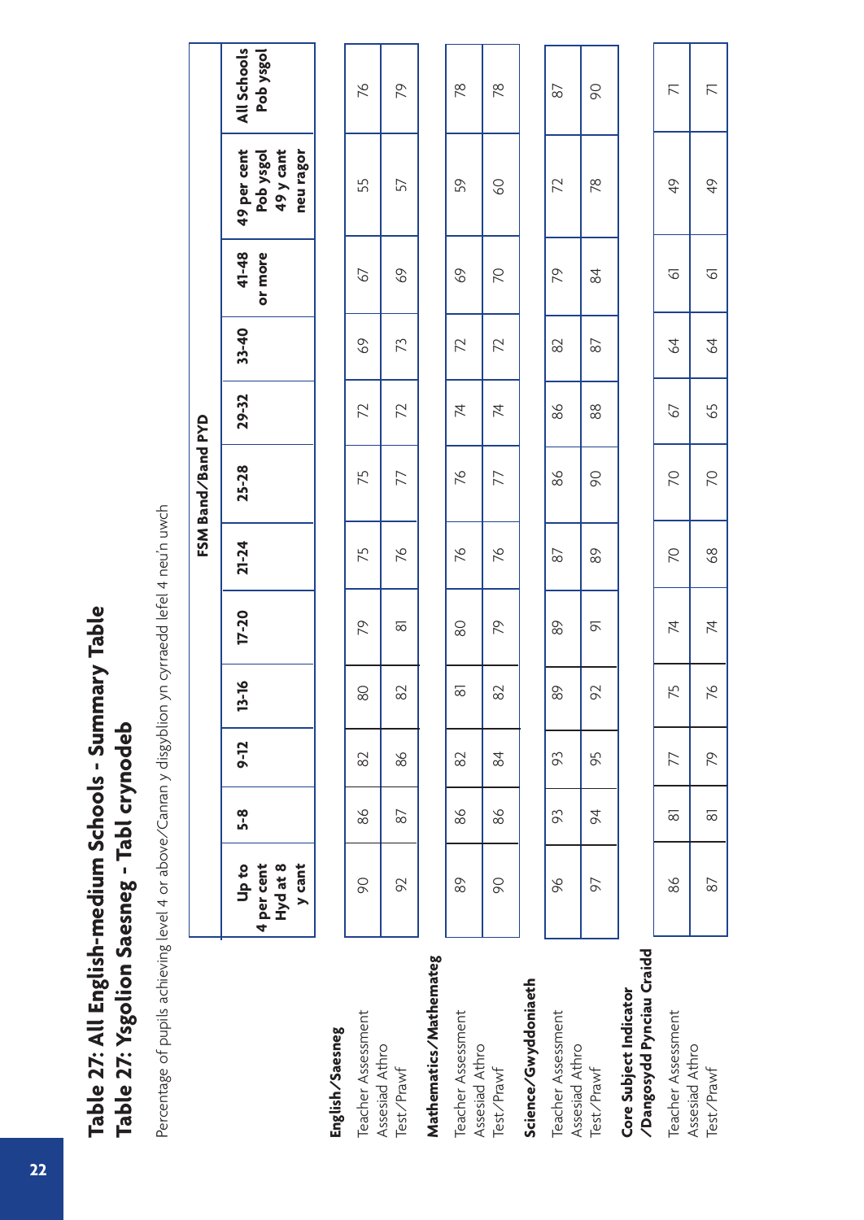# Table 27: All English-medium Schools - Summary Table

# Table 27: Ysgolion Saesneg - Tabl crynodeb

Percentage of pupils achieving level 4 or above/Canran y disgyblion yn cyrraedd lefel 4 neu'n uwch

| | FSM Band/Band PYD | | | | | | | | | | | |
|---|---|---|---|---|---|---|---|---|---|---|---|---|
| | Up to 4 per cent Hyd at 8 y cant | 5-8 | 9-12 | 13-16 | 17-20 | 21-24 | 25-28 | 29-32 | 33-40 | 41-48 or more | 49 per cent Pob ysgol 49 y cant neu ragor | All Schools Pob ysgol |
| **English/Saesneg** | | | | | | | | | | | | |
| Teacher Assessment Assesiad Athro | 90 | 86 | 82 | 80 | 79 | 75 | 75 | 72 | 69 | 67 | 55 | 76 |
| Test/Prawf | 92 | 87 | 86 | 82 | 81 | 76 | 77 | 72 | 73 | 69 | 57 | 79 |
| **Mathematics/Mathemateg** | | | | | | | | | | | | |
| Teacher Assessment Assesiad Athro | 89 | 86 | 82 | 81 | 80 | 76 | 76 | 74 | 72 | 69 | 59 | 78 |
| Test/Prawf | 90 | 86 | 84 | 82 | 79 | 76 | 77 | 74 | 72 | 70 | 60 | 78 |
| **Science/Gwyddoniaeth** | | | | | | | | | | | | |
| Teacher Assessment Assesiad Athro | 96 | 93 | 93 | 89 | 89 | 87 | 86 | 86 | 82 | 79 | 72 | 87 |
| Test/Prawf | 97 | 94 | 95 | 92 | 91 | 89 | 90 | 88 | 87 | 84 | 78 | 90 |
| **Core Subject Indicator /Dangosydd Pynciau Craidd** | | | | | | | | | | | | |
| Teacher Assessment Assesiad Athro | 86 | 81 | 77 | 75 | 74 | 70 | 70 | 67 | 64 | 61 | 49 | 71 |
| Test/Prawf | 87 | 81 | 79 | 76 | 74 | 68 | 70 | 65 | 64 | 61 | 49 | 71 |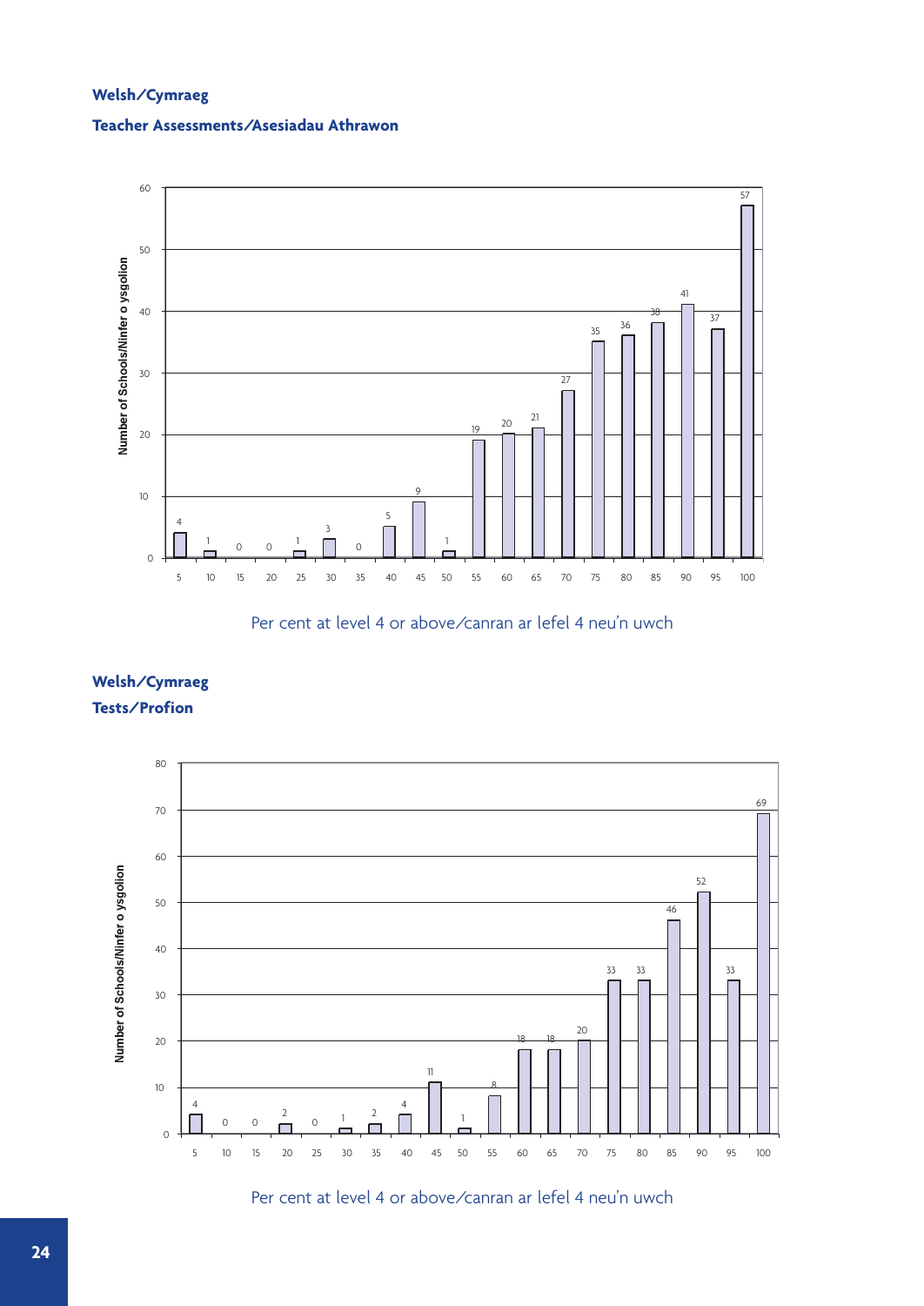**Welsh/Cymraeg**

**Teacher Assessments/Asesiadau Athrawon**

Number of Schools/Ninfer o ysgolion

60
50
40
30
20
10
0

4 1 0 0 1 3 0 5 9 1 19 20 21 27 35 36 38 41 37 57

5 10 15 20 25 30 35 40 45 50 55 60 65 70 75 80 85 90 95 100

Per cent at level 4 or above/canran ar lefel 4 neu'n uwch

**Welsh/Cymraeg**

**Tests/Profion**

Number of Schools/Ninfer o ysgolion

80
70
60
50
40
30
20
10
0

4 0 0 2 0 1 2 4 11 1 8 18 18 20 33 33 46 52 33 69

5 10 15 20 25 30 35 40 45 50 55 60 65 70 75 80 85 90 95 100

Per cent at level 4 or above/canran ar lefel 4 neu'n uwch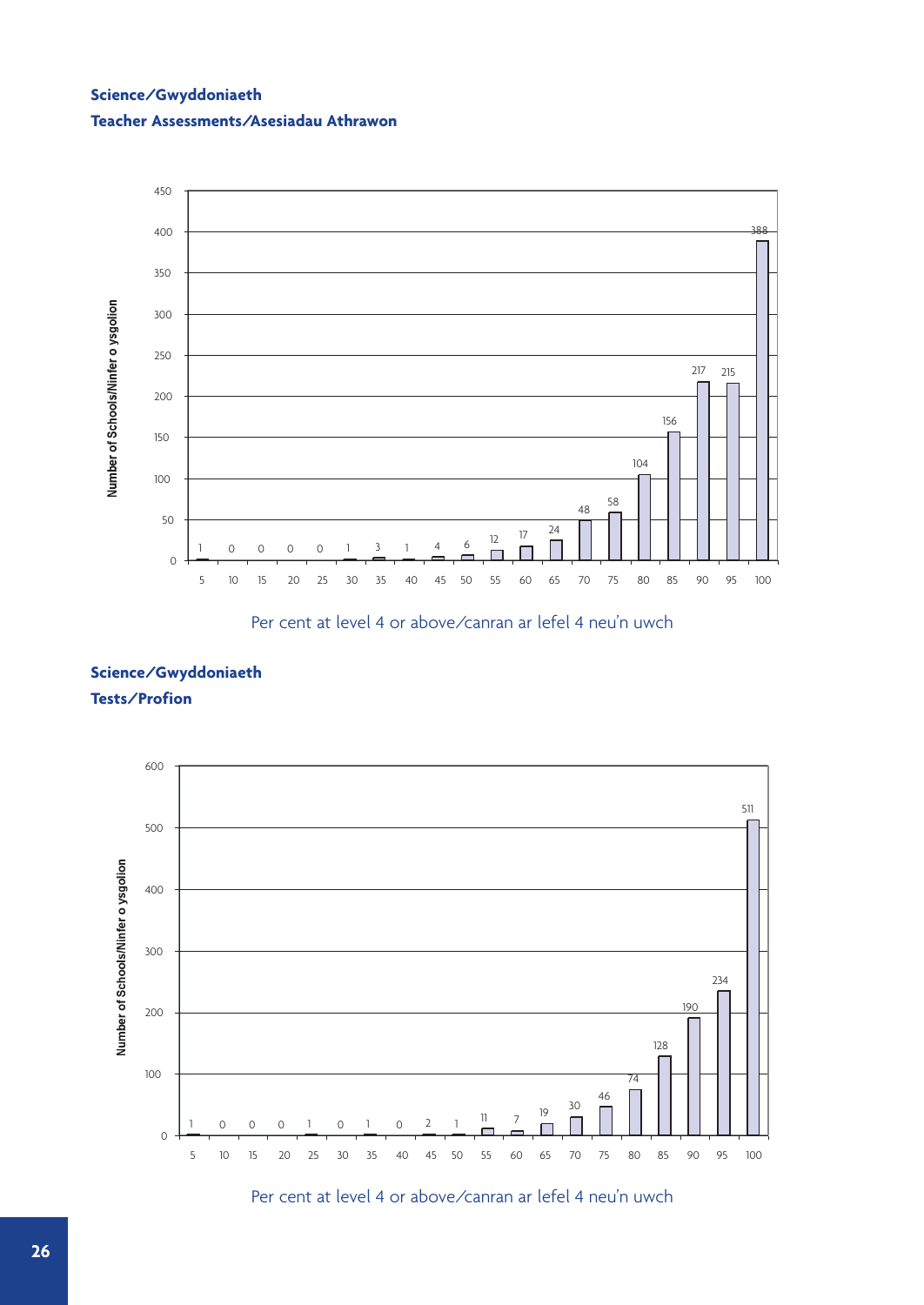**Science/Gwyddoniaeth**

**Teacher Assessments/Asesiadau Athrawon**

| Per cent at level 4 or above/canran ar lefel 4 neu'n uwch | Number of Schools/Ninfer o ysgolion |
|---|---|
| 5 | 1 |
| 10 | 0 |
| 15 | 0 |
| 20 | 0 |
| 25 | 0 |
| 30 | 1 |
| 35 | 3 |
| 40 | 1 |
| 45 | 4 |
| 50 | 6 |
| 55 | 12 |
| 60 | 17 |
| 65 | 24 |
| 70 | 48 |
| 75 | 58 |
| 80 | 104 |
| 85 | 156 |
| 90 | 217 |
| 95 | 215 |
| 100 | 388 |

Per cent at level 4 or above/canran ar lefel 4 neu'n uwch

**Science/Gwyddoniaeth**

**Tests/Profion**

| Per cent at level 4 or above/canran ar lefel 4 neu'n uwch | Number of Schools/Ninfer o ysgolion |
|---|---|
| 5 | 1 |
| 10 | 0 |
| 15 | 0 |
| 20 | 0 |
| 25 | 1 |
| 30 | 0 |
| 35 | 1 |
| 40 | 0 |
| 45 | 2 |
| 50 | 1 |
| 55 | 11 |
| 60 | 7 |
| 65 | 19 |
| 70 | 30 |
| 75 | 46 |
| 80 | 74 |
| 85 | 128 |
| 90 | 190 |
| 95 | 234 |
| 100 | 511 |

Per cent at level 4 or above/canran ar lefel 4 neu'n uwch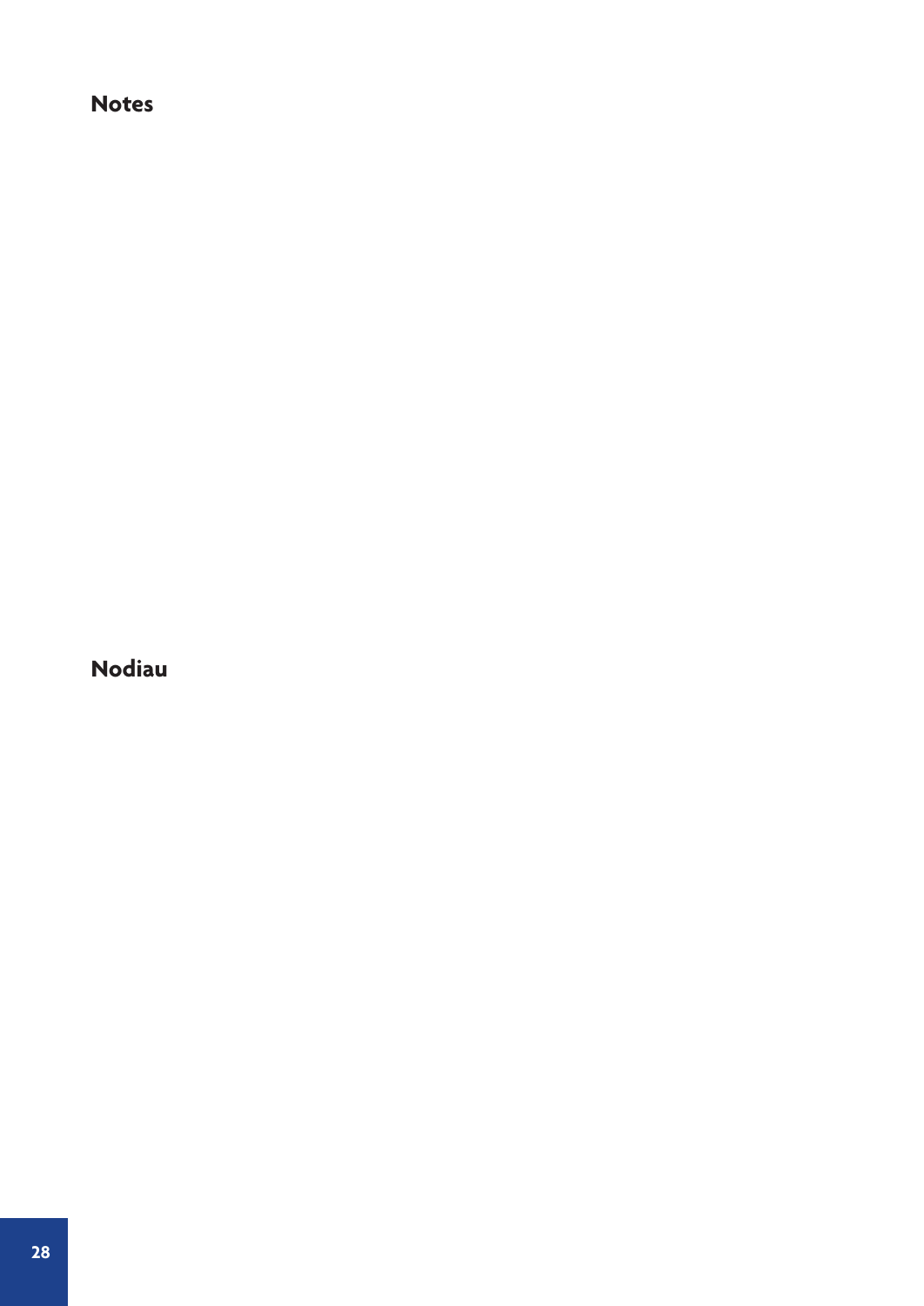## Notes

## Nodiau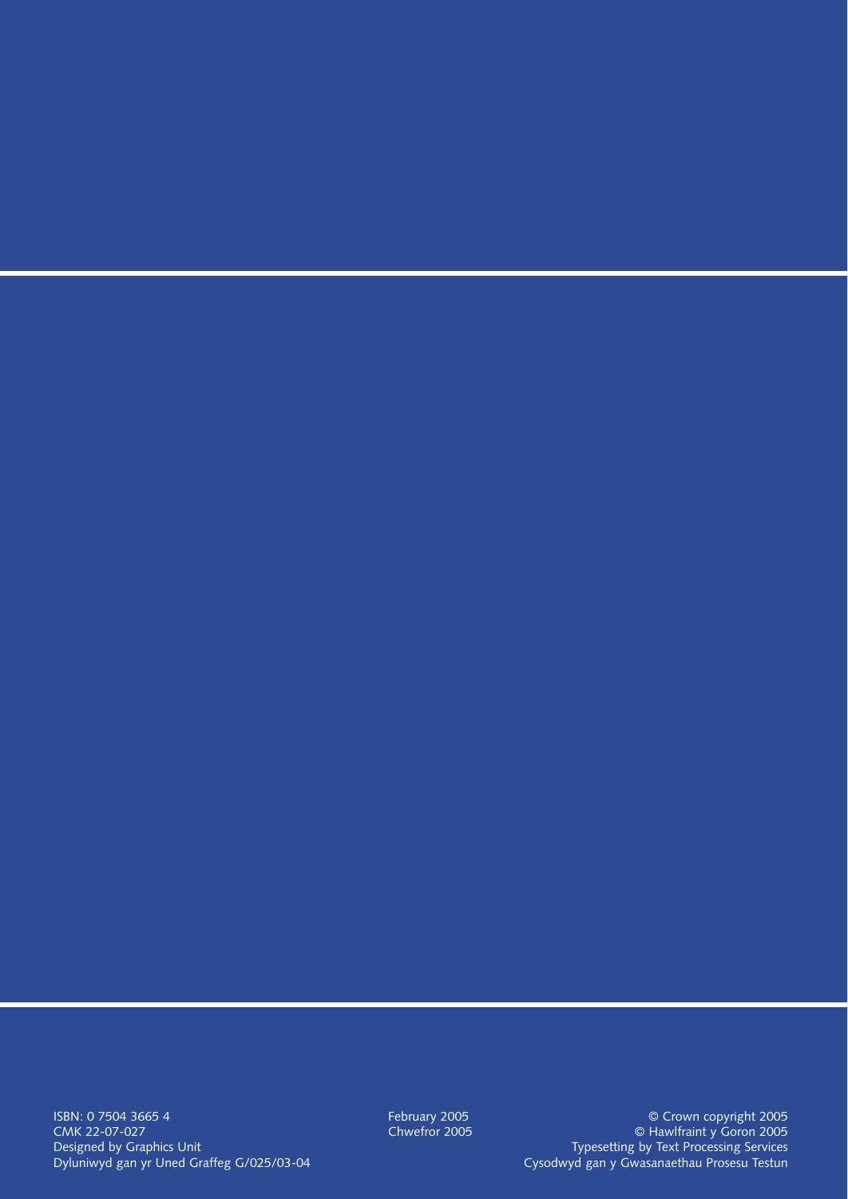ISBN: 0 7504 3665 4
CMK 22-07-027
Designed by Graphics Unit
Dyluniwyd gan yr Uned Graffeg G/025/03-04

February 2005
Chwefror 2005

© Crown copyright 2005
© Hawlfraint y Goron 2005
Typesetting by Text Processing Services
Cysodwyd gan y Gwasanaethau Prosesu Testun